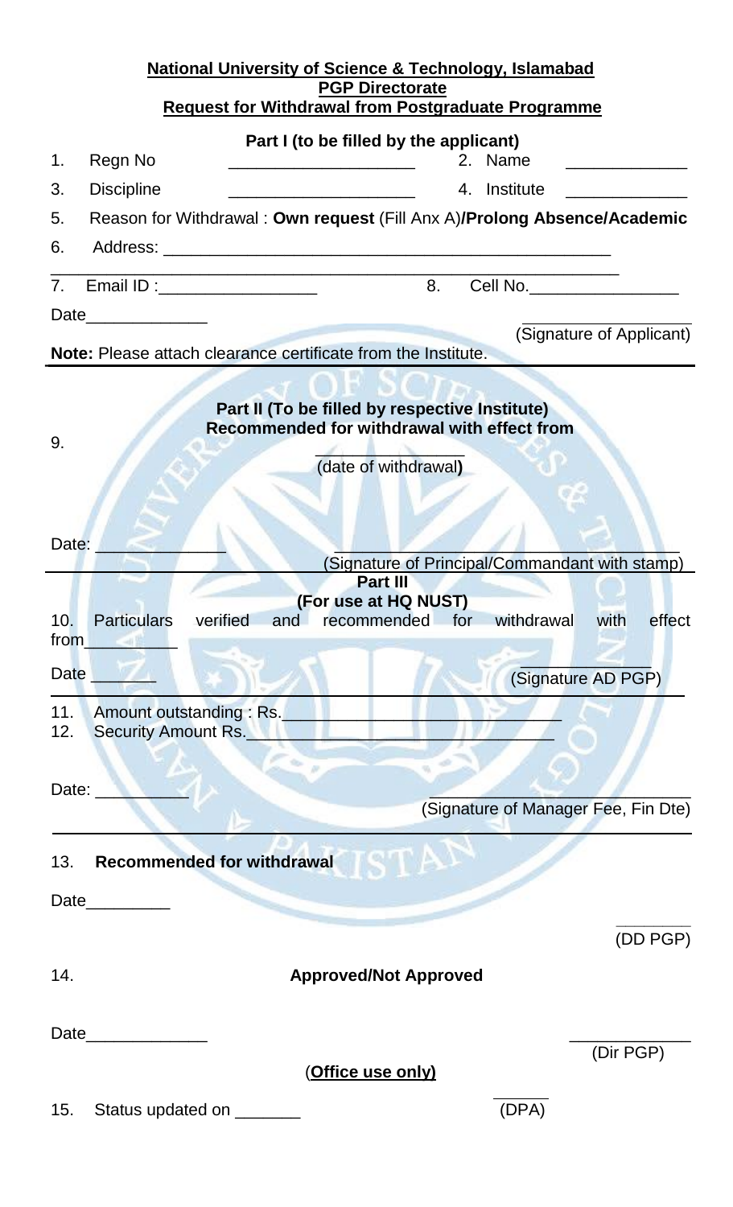**National University of Science & Technology, Islamabad**
**PGP Directorate**
**Request for Withdrawal from Postgraduate Programme**

**Part I (to be filled by the applicant)**

1. Regn No ____________________ 2. Name _____________
3. Discipline ____________________ 4. Institute _____________
5. Reason for Withdrawal : **Own request** (Fill Anx A)**/Prolong Absence/Academic**
6. Address: ______________________________________________________
_____________________________________________________________
7. Email ID :_________________ 8. Cell No.________________

Date_____________ _________________
(Signature of Applicant)

**Note:** Please attach clearance certificate from the Institute.

---

**Part II (To be filled by respective Institute)**
**Recommended for withdrawal with effect from**

9. _______________
(date of withdrawal)

Date: _____________ ___________________________________
(Signature of Principal/Commandant with stamp)

---

**Part III**
**(For use at HQ NUST)**

10. Particulars verified and recommended for withdrawal with effect from__________

Date _______ _______________
(Signature AD PGP)

---

11. Amount outstanding : Rs.______________________________
12. Security Amount Rs.________________________________

Date: __________ ____________________________
(Signature of Manager Fee, Fin Dte)

---

13. **Recommended for withdrawal**

Date_________ ________
(DD PGP)

14. **Approved/Not Approved**

Date_____________ _____________
(Dir PGP)

(**Office use only)**

15. Status updated on _______ ______
(DPA)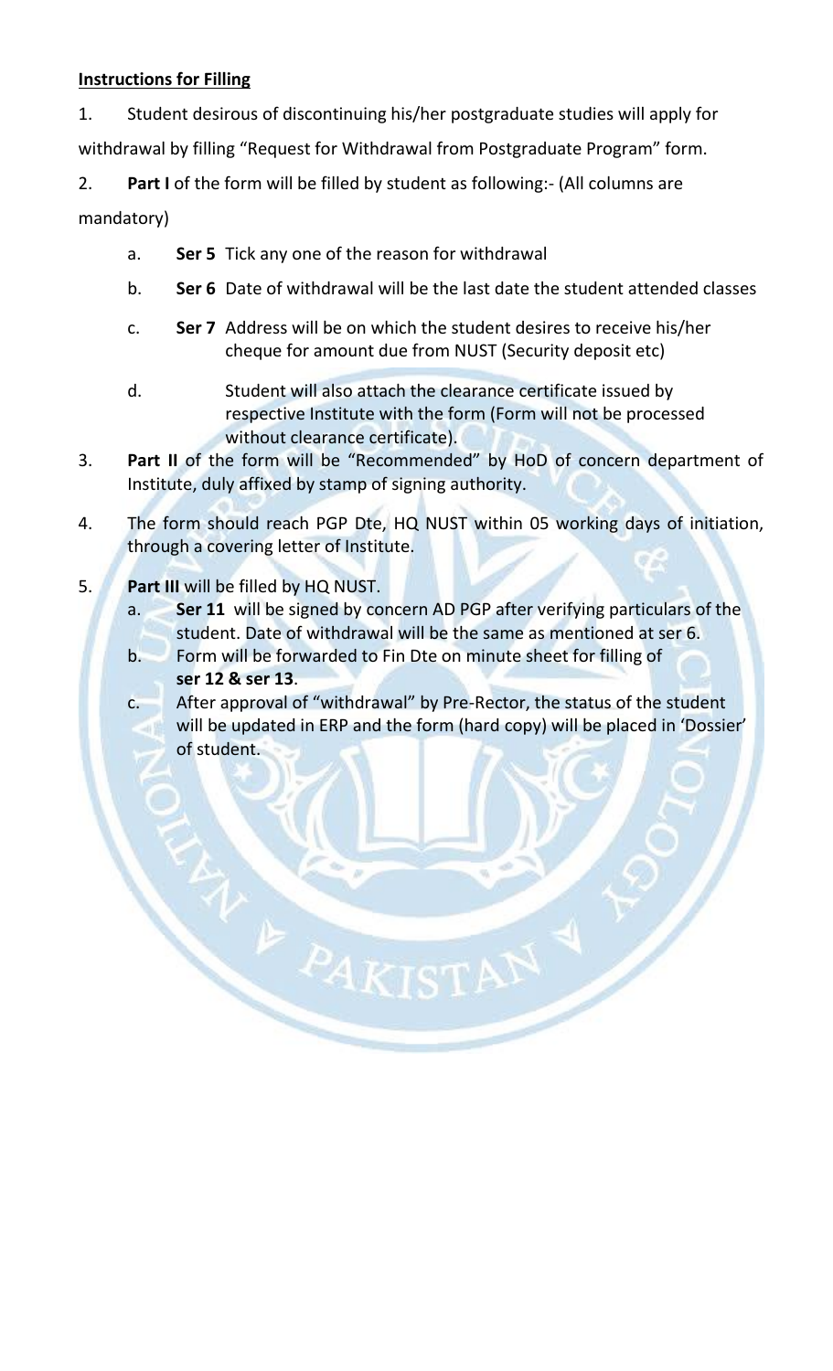**Instructions for Filling**

1. Student desirous of discontinuing his/her postgraduate studies will apply for withdrawal by filling "Request for Withdrawal from Postgraduate Program" form.

2. **Part I** of the form will be filled by student as following:- (All columns are mandatory)

   a. **Ser 5** Tick any one of the reason for withdrawal

   b. **Ser 6** Date of withdrawal will be the last date the student attended classes

   c. **Ser 7** Address will be on which the student desires to receive his/her cheque for amount due from NUST (Security deposit etc)

   d. Student will also attach the clearance certificate issued by respective Institute with the form (Form will not be processed without clearance certificate).

3. **Part II** of the form will be "Recommended" by HoD of concern department of Institute, duly affixed by stamp of signing authority.

4. The form should reach PGP Dte, HQ NUST within 05 working days of initiation, through a covering letter of Institute.

5. **Part III** will be filled by HQ NUST.

   a. **Ser 11** will be signed by concern AD PGP after verifying particulars of the student. Date of withdrawal will be the same as mentioned at ser 6.

   b. Form will be forwarded to Fin Dte on minute sheet for filling of **ser 12 & ser 13**.

   c. After approval of "withdrawal" by Pre-Rector, the status of the student will be updated in ERP and the form (hard copy) will be placed in 'Dossier' of student.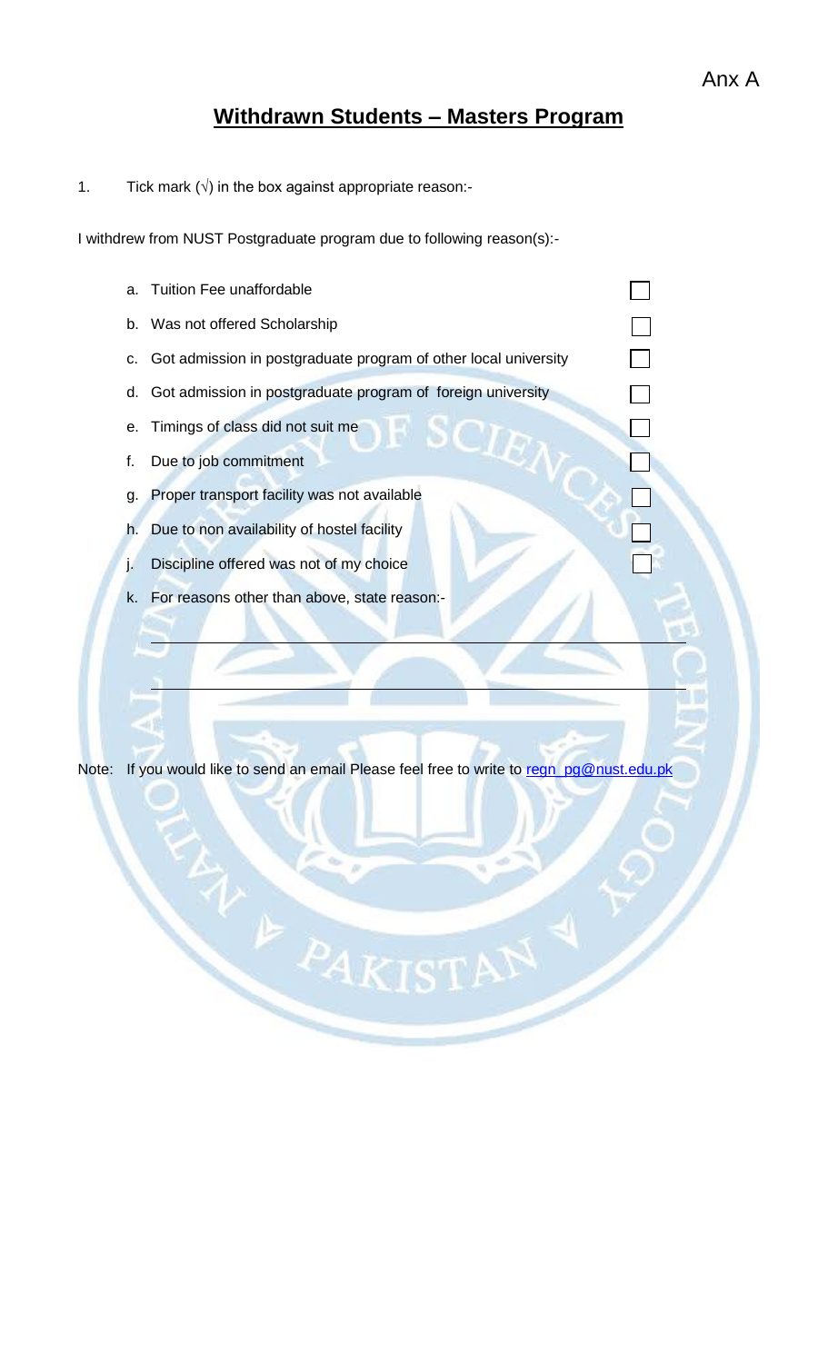Anx A

# Withdrawn Students – Masters Program

1. Tick mark (√) in the box against appropriate reason:-

I withdrew from NUST Postgraduate program due to following reason(s):-

- a. Tuition Fee unaffordable ☐
- b. Was not offered Scholarship ☐
- c. Got admission in postgraduate program of other local university ☐
- d. Got admission in postgraduate program of foreign university ☐
- e. Timings of class did not suit me ☐
- f. Due to job commitment ☐
- g. Proper transport facility was not available ☐
- h. Due to non availability of hostel facility ☐
- j. Discipline offered was not of my choice ☐
- k. For reasons other than above, state reason:-

\_\_\_\_\_\_\_\_\_\_\_\_\_\_\_\_\_\_\_\_\_\_\_\_\_\_\_\_\_\_\_\_\_\_\_\_\_\_\_\_\_\_\_\_\_\_\_\_\_\_\_\_\_\_\_\_

\_\_\_\_\_\_\_\_\_\_\_\_\_\_\_\_\_\_\_\_\_\_\_\_\_\_\_\_\_\_\_\_\_\_\_\_\_\_\_\_\_\_\_\_\_\_\_\_\_\_\_\_\_\_\_\_

Note: If you would like to send an email Please feel free to write to regn_pg@nust.edu.pk